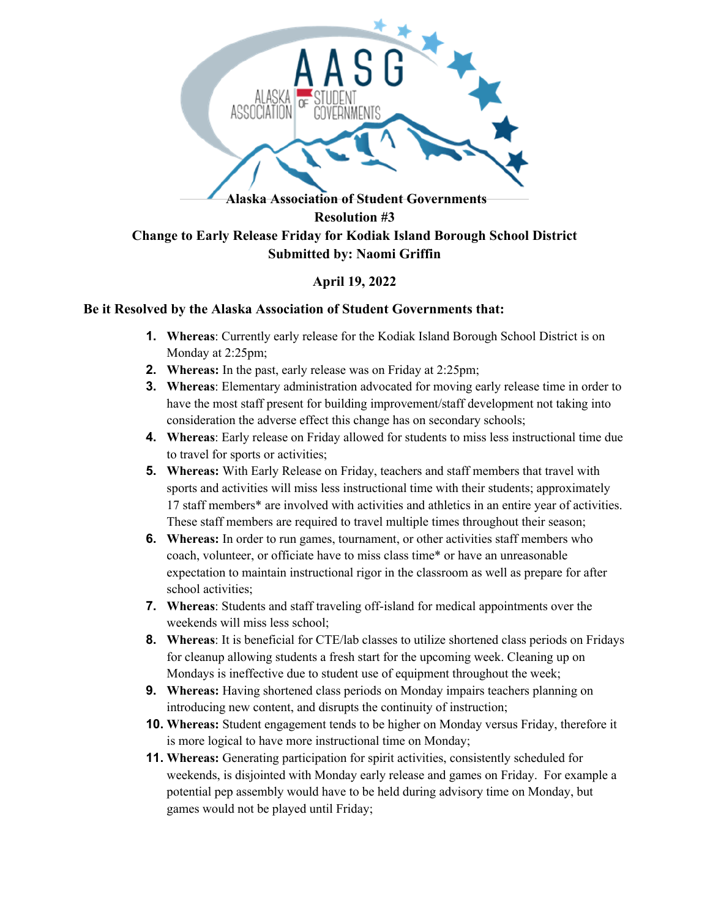**Alaska Association of Student Governments**

**Resolution #3**

**Change to Early Release Friday for Kodiak Island Borough School District**

**Submitted by: Naomi Griffin**

**April 19, 2022**

**Be it Resolved by the Alaska Association of Student Governments that:**

1. **Whereas**: Currently early release for the Kodiak Island Borough School District is on Monday at 2:25pm;
2. **Whereas:** In the past, early release was on Friday at 2:25pm;
3. **Whereas**: Elementary administration advocated for moving early release time in order to have the most staff present for building improvement/staff development not taking into consideration the adverse effect this change has on secondary schools;
4. **Whereas**: Early release on Friday allowed for students to miss less instructional time due to travel for sports or activities;
5. **Whereas:** With Early Release on Friday, teachers and staff members that travel with sports and activities will miss less instructional time with their students; approximately 17 staff members* are involved with activities and athletics in an entire year of activities. These staff members are required to travel multiple times throughout their season;
6. **Whereas:** In order to run games, tournament, or other activities staff members who coach, volunteer, or officiate have to miss class time* or have an unreasonable expectation to maintain instructional rigor in the classroom as well as prepare for after school activities;
7. **Whereas**: Students and staff traveling off-island for medical appointments over the weekends will miss less school;
8. **Whereas**: It is beneficial for CTE/lab classes to utilize shortened class periods on Fridays for cleanup allowing students a fresh start for the upcoming week. Cleaning up on Mondays is ineffective due to student use of equipment throughout the week;
9. **Whereas:** Having shortened class periods on Monday impairs teachers planning on introducing new content, and disrupts the continuity of instruction;
10. **Whereas:** Student engagement tends to be higher on Monday versus Friday, therefore it is more logical to have more instructional time on Monday;
11. **Whereas:** Generating participation for spirit activities, consistently scheduled for weekends, is disjointed with Monday early release and games on Friday. For example a potential pep assembly would have to be held during advisory time on Monday, but games would not be played until Friday;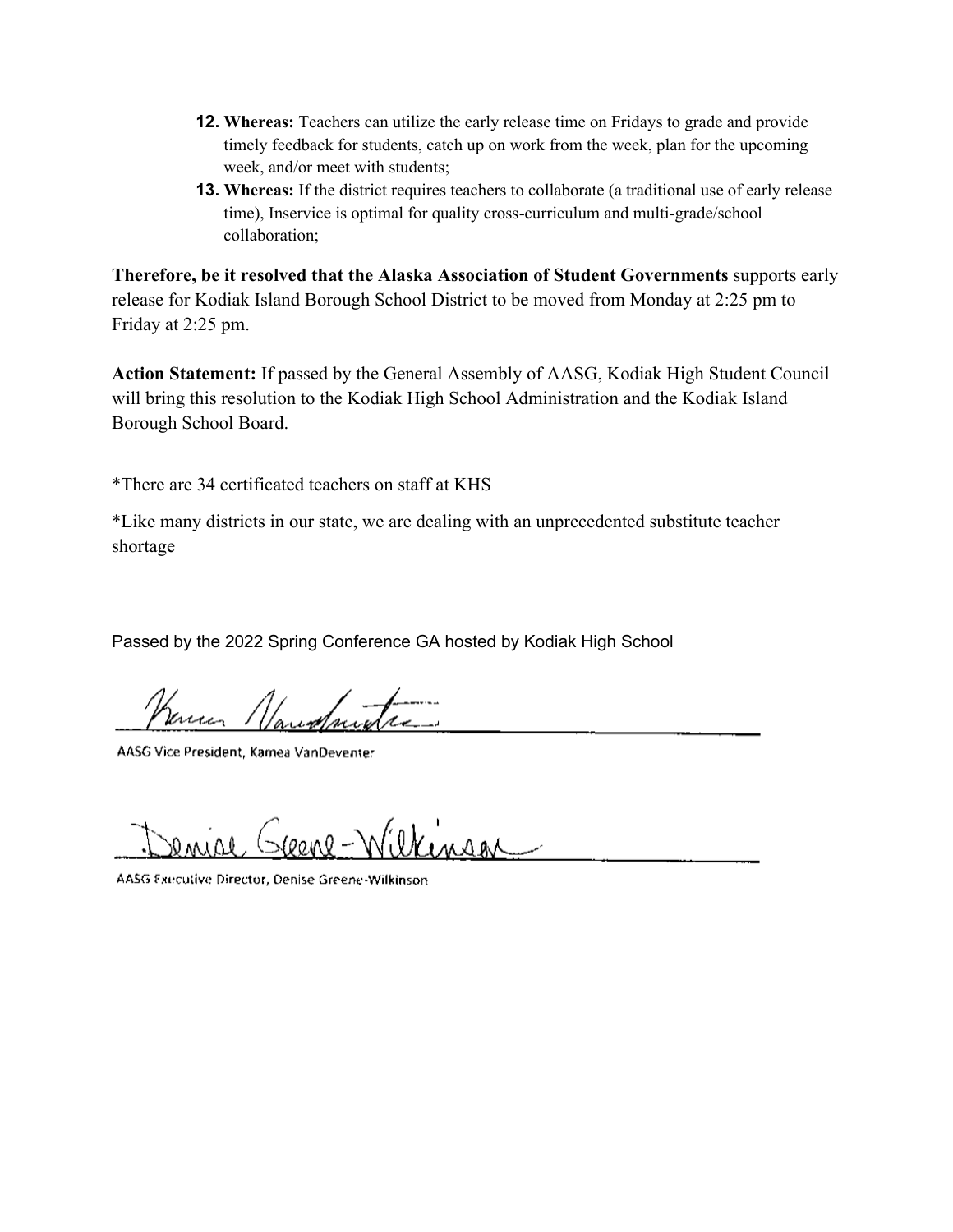12. **Whereas:** Teachers can utilize the early release time on Fridays to grade and provide timely feedback for students, catch up on work from the week, plan for the upcoming week, and/or meet with students;
13. **Whereas:** If the district requires teachers to collaborate (a traditional use of early release time), Inservice is optimal for quality cross-curriculum and multi-grade/school collaboration;

**Therefore, be it resolved that the Alaska Association of Student Governments** supports early release for Kodiak Island Borough School District to be moved from Monday at 2:25 pm to Friday at 2:25 pm.

**Action Statement:** If passed by the General Assembly of AASG, Kodiak High Student Council will bring this resolution to the Kodiak High School Administration and the Kodiak Island Borough School Board.

*There are 34 certificated teachers on staff at KHS

*Like many districts in our state, we are dealing with an unprecedented substitute teacher shortage

Passed by the 2022 Spring Conference GA hosted by Kodiak High School

AASG Vice President, Kamea VanDeventer

AASG Executive Director, Denise Greene-Wilkinson